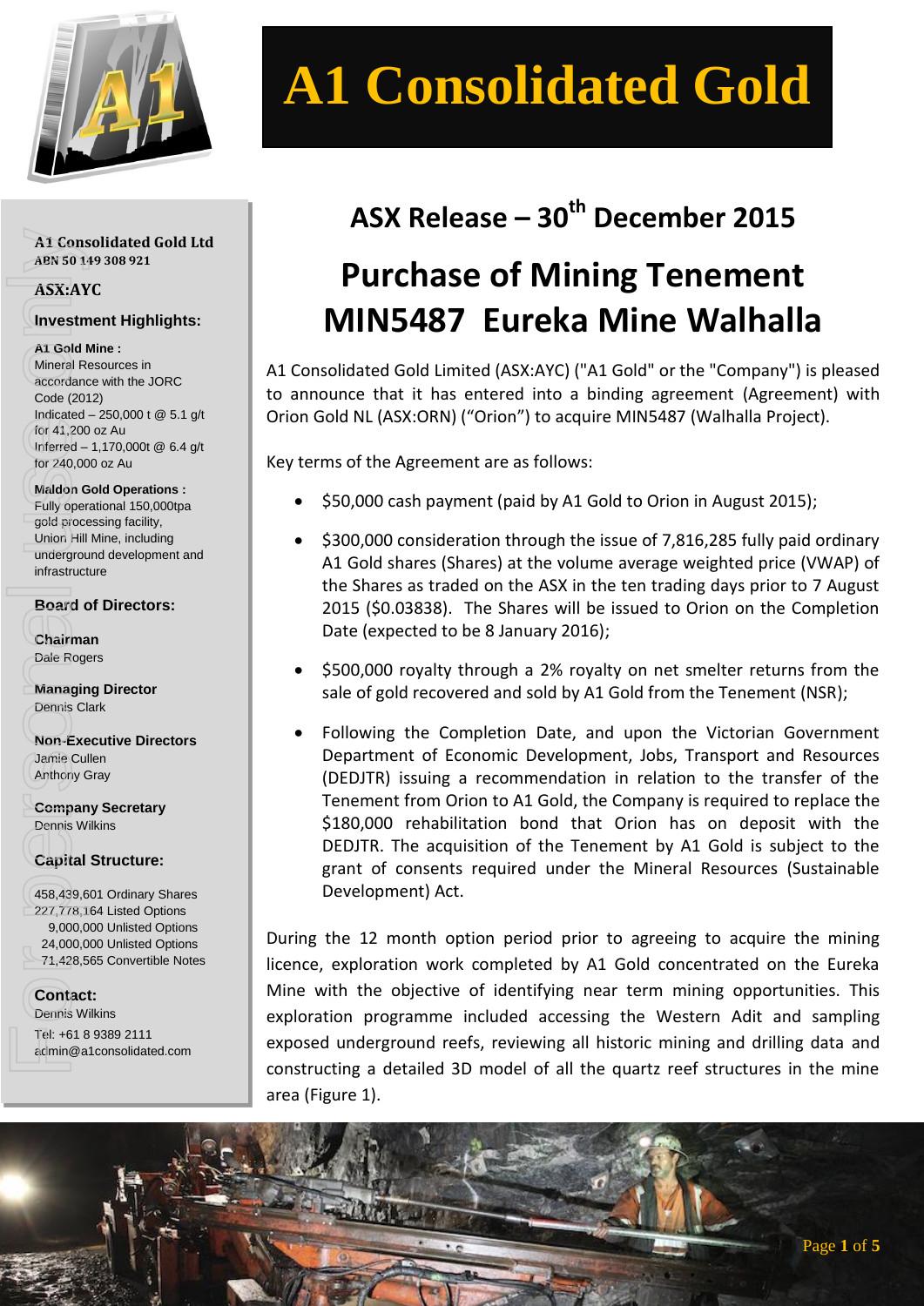# A1 Consolidated Gold

**A1 Consolidated Gold Ltd**
**ABN 50 149 308 921**

**ASX:AYC**

**Investment Highlights:**

**A1 Gold Mine :**
Mineral Resources in accordance with the JORC Code (2012)
Indicated – 250,000 t @ 5.1 g/t for 41,200 oz Au
Inferred – 1,170,000t @ 6.4 g/t for 240,000 oz Au

**Maldon Gold Operations :**
Fully operational 150,000tpa gold processing facility, Union Hill Mine, including underground development and infrastructure

**Board of Directors:**

**Chairman**
Dale Rogers

**Managing Director**
Dennis Clark

**Non-Executive Directors**
Jamie Cullen
Anthony Gray

**Company Secretary**
Dennis Wilkins

**Capital Structure:**

458,439,601 Ordinary Shares
227,778,164 Listed Options
9,000,000 Unlisted Options
24,000,000 Unlisted Options
71,428,565 Convertible Notes

**Contact:**
Dennis Wilkins
Tel: +61 8 9389 2111
admin@a1consolidated.com

## ASX Release – 30th December 2015

# Purchase of Mining Tenement MIN5487 Eureka Mine Walhalla

A1 Consolidated Gold Limited (ASX:AYC) ("A1 Gold" or the "Company") is pleased to announce that it has entered into a binding agreement (Agreement) with Orion Gold NL (ASX:ORN) ("Orion") to acquire MIN5487 (Walhalla Project).

Key terms of the Agreement are as follows:

- $50,000 cash payment (paid by A1 Gold to Orion in August 2015);
- $300,000 consideration through the issue of 7,816,285 fully paid ordinary A1 Gold shares (Shares) at the volume average weighted price (VWAP) of the Shares as traded on the ASX in the ten trading days prior to 7 August 2015 ($0.03838). The Shares will be issued to Orion on the Completion Date (expected to be 8 January 2016);
- $500,000 royalty through a 2% royalty on net smelter returns from the sale of gold recovered and sold by A1 Gold from the Tenement (NSR);
- Following the Completion Date, and upon the Victorian Government Department of Economic Development, Jobs, Transport and Resources (DEDJTR) issuing a recommendation in relation to the transfer of the Tenement from Orion to A1 Gold, the Company is required to replace the $180,000 rehabilitation bond that Orion has on deposit with the DEDJTR. The acquisition of the Tenement by A1 Gold is subject to the grant of consents required under the Mineral Resources (Sustainable Development) Act.

During the 12 month option period prior to agreeing to acquire the mining licence, exploration work completed by A1 Gold concentrated on the Eureka Mine with the objective of identifying near term mining opportunities. This exploration programme included accessing the Western Adit and sampling exposed underground reefs, reviewing all historic mining and drilling data and constructing a detailed 3D model of all the quartz reef structures in the mine area (Figure 1).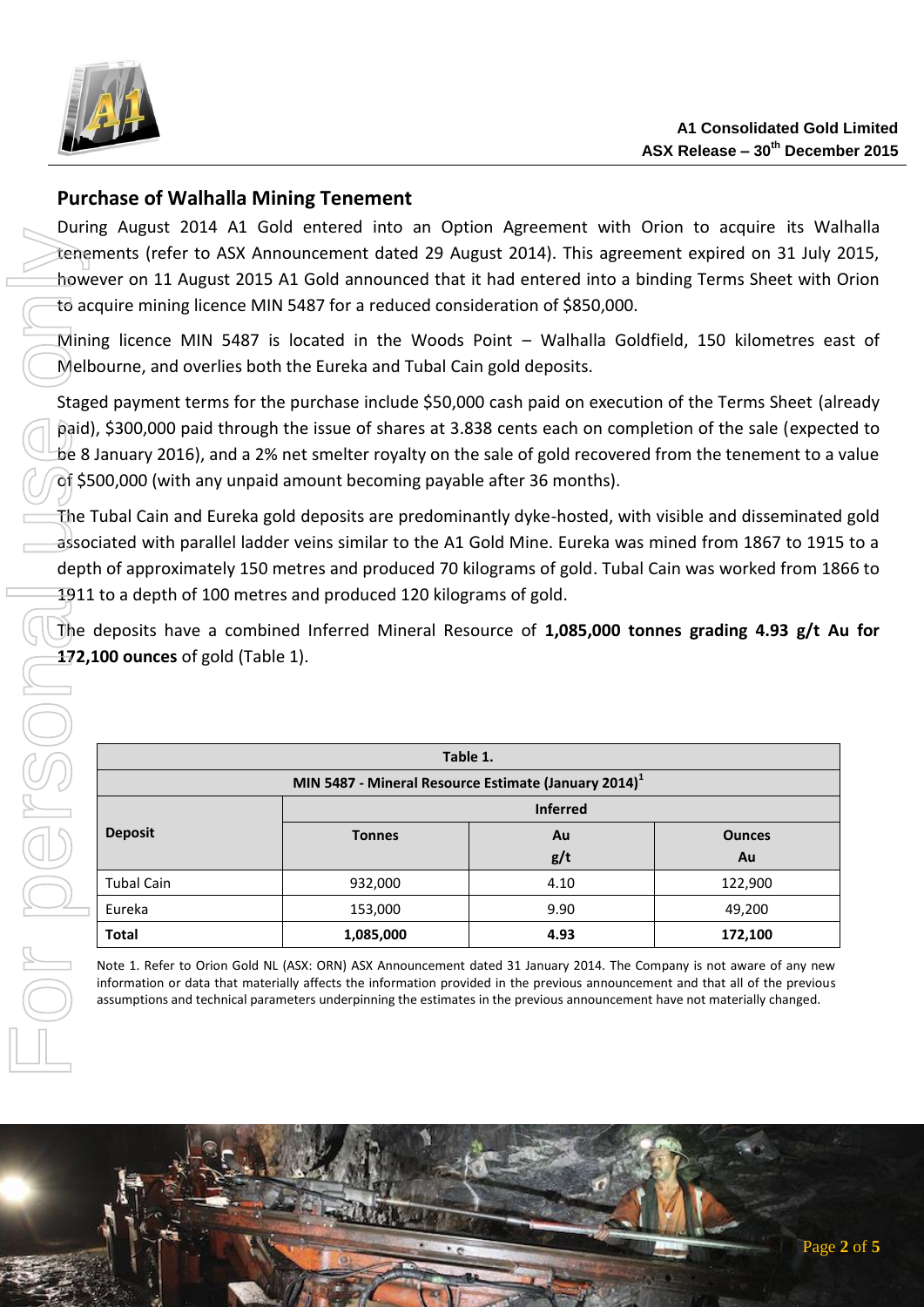## Purchase of Walhalla Mining Tenement

During August 2014 A1 Gold entered into an Option Agreement with Orion to acquire its Walhalla tenements (refer to ASX Announcement dated 29 August 2014). This agreement expired on 31 July 2015, however on 11 August 2015 A1 Gold announced that it had entered into a binding Terms Sheet with Orion to acquire mining licence MIN 5487 for a reduced consideration of $850,000.

Mining licence MIN 5487 is located in the Woods Point – Walhalla Goldfield, 150 kilometres east of Melbourne, and overlies both the Eureka and Tubal Cain gold deposits.

Staged payment terms for the purchase include $50,000 cash paid on execution of the Terms Sheet (already paid), $300,000 paid through the issue of shares at 3.838 cents each on completion of the sale (expected to be 8 January 2016), and a 2% net smelter royalty on the sale of gold recovered from the tenement to a value of $500,000 (with any unpaid amount becoming payable after 36 months).

The Tubal Cain and Eureka gold deposits are predominantly dyke-hosted, with visible and disseminated gold associated with parallel ladder veins similar to the A1 Gold Mine. Eureka was mined from 1867 to 1915 to a depth of approximately 150 metres and produced 70 kilograms of gold. Tubal Cain was worked from 1866 to 1911 to a depth of 100 metres and produced 120 kilograms of gold.

The deposits have a combined Inferred Mineral Resource of **1,085,000 tonnes grading 4.93 g/t Au for 172,100 ounces** of gold (Table 1).

**Table 1.**

**MIN 5487 - Mineral Resource Estimate (January 2014)[1]**

| Deposit | Inferred | | |
|---|---|---|---|
| | Tonnes | Au g/t | Ounces Au |
| Tubal Cain | 932,000 | 4.10 | 122,900 |
| Eureka | 153,000 | 9.90 | 49,200 |
| **Total** | **1,085,000** | **4.93** | **172,100** |

Note 1. Refer to Orion Gold NL (ASX: ORN) ASX Announcement dated 31 January 2014. The Company is not aware of any new information or data that materially affects the information provided in the previous announcement and that all of the previous assumptions and technical parameters underpinning the estimates in the previous announcement have not materially changed.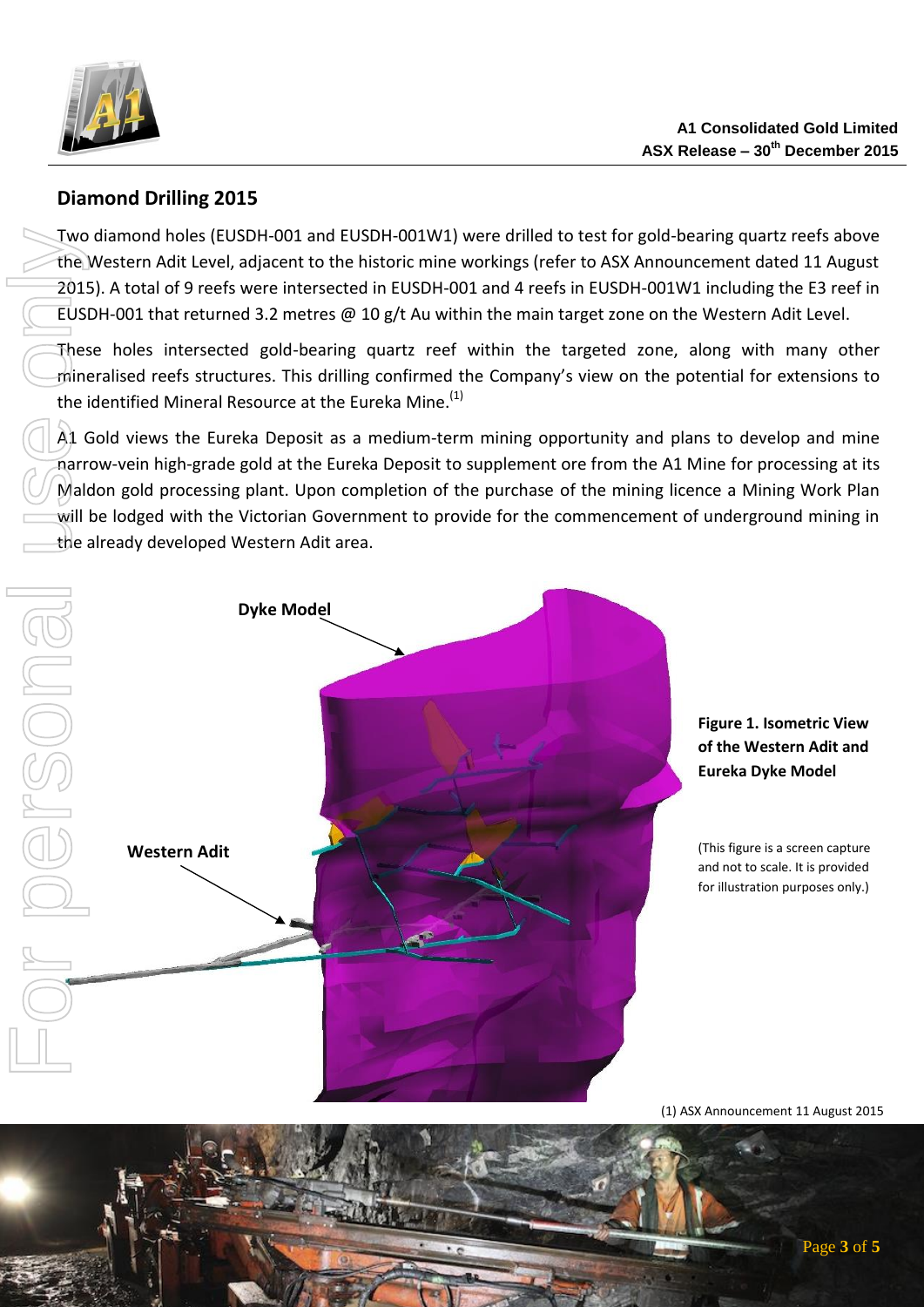## Diamond Drilling 2015

Two diamond holes (EUSDH-001 and EUSDH-001W1) were drilled to test for gold-bearing quartz reefs above the Western Adit Level, adjacent to the historic mine workings (refer to ASX Announcement dated 11 August 2015). A total of 9 reefs were intersected in EUSDH-001 and 4 reefs in EUSDH-001W1 including the E3 reef in EUSDH-001 that returned 3.2 metres @ 10 g/t Au within the main target zone on the Western Adit Level.

These holes intersected gold-bearing quartz reef within the targeted zone, along with many other mineralised reefs structures. This drilling confirmed the Company's view on the potential for extensions to the identified Mineral Resource at the Eureka Mine.[1]

A1 Gold views the Eureka Deposit as a medium-term mining opportunity and plans to develop and mine narrow-vein high-grade gold at the Eureka Deposit to supplement ore from the A1 Mine for processing at its Maldon gold processing plant. Upon completion of the purchase of the mining licence a Mining Work Plan will be lodged with the Victorian Government to provide for the commencement of underground mining in the already developed Western Adit area.

**Figure 1. Isometric View of the Western Adit and Eureka Dyke Model**

(This figure is a screen capture and not to scale. It is provided for illustration purposes only.)

(1) ASX Announcement 11 August 2015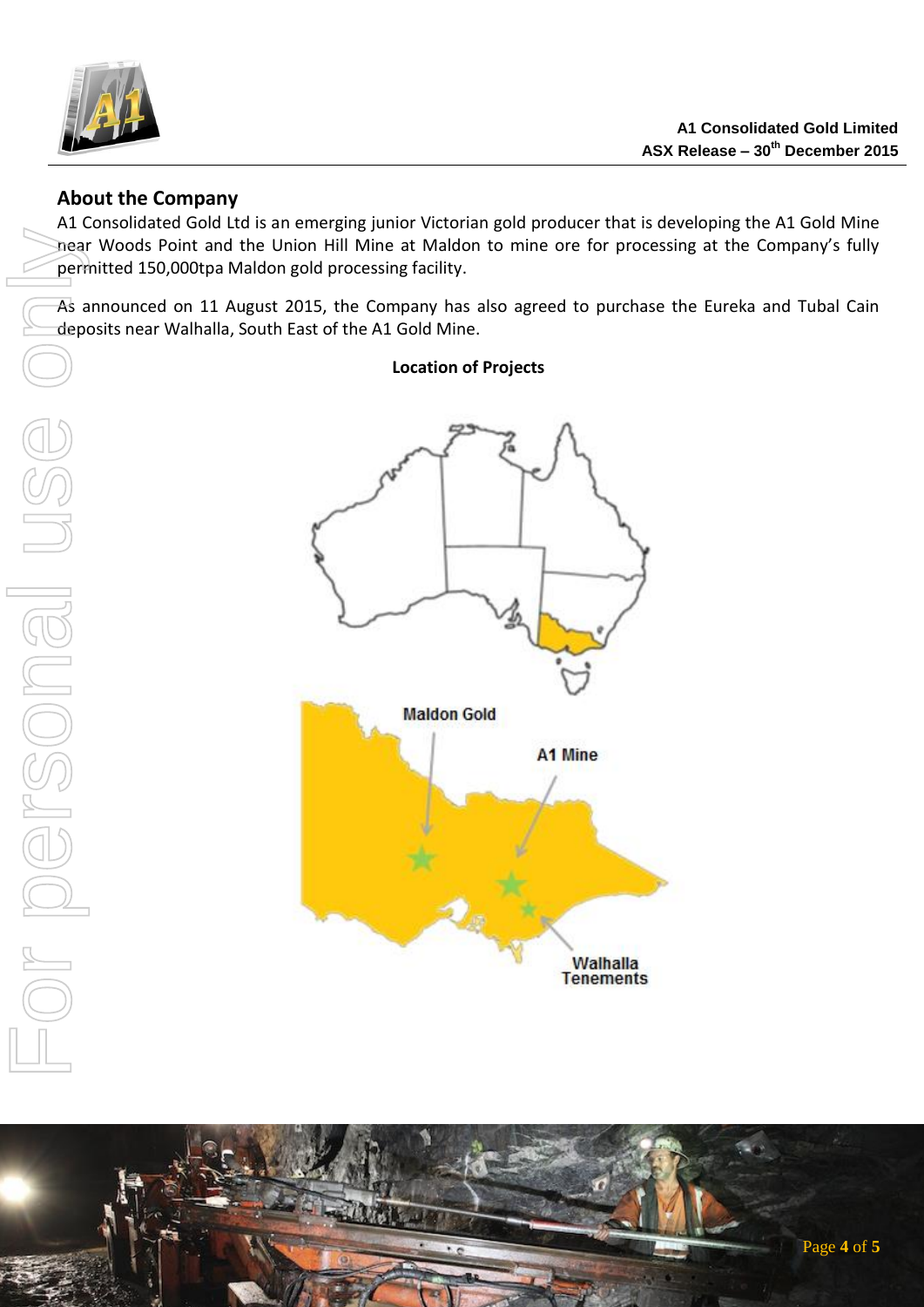## About the Company

A1 Consolidated Gold Ltd is an emerging junior Victorian gold producer that is developing the A1 Gold Mine near Woods Point and the Union Hill Mine at Maldon to mine ore for processing at the Company's fully permitted 150,000tpa Maldon gold processing facility.

As announced on 11 August 2015, the Company has also agreed to purchase the Eureka and Tubal Cain deposits near Walhalla, South East of the A1 Gold Mine.

**Location of Projects**

Maldon Gold

A1 Mine

Walhalla Tenements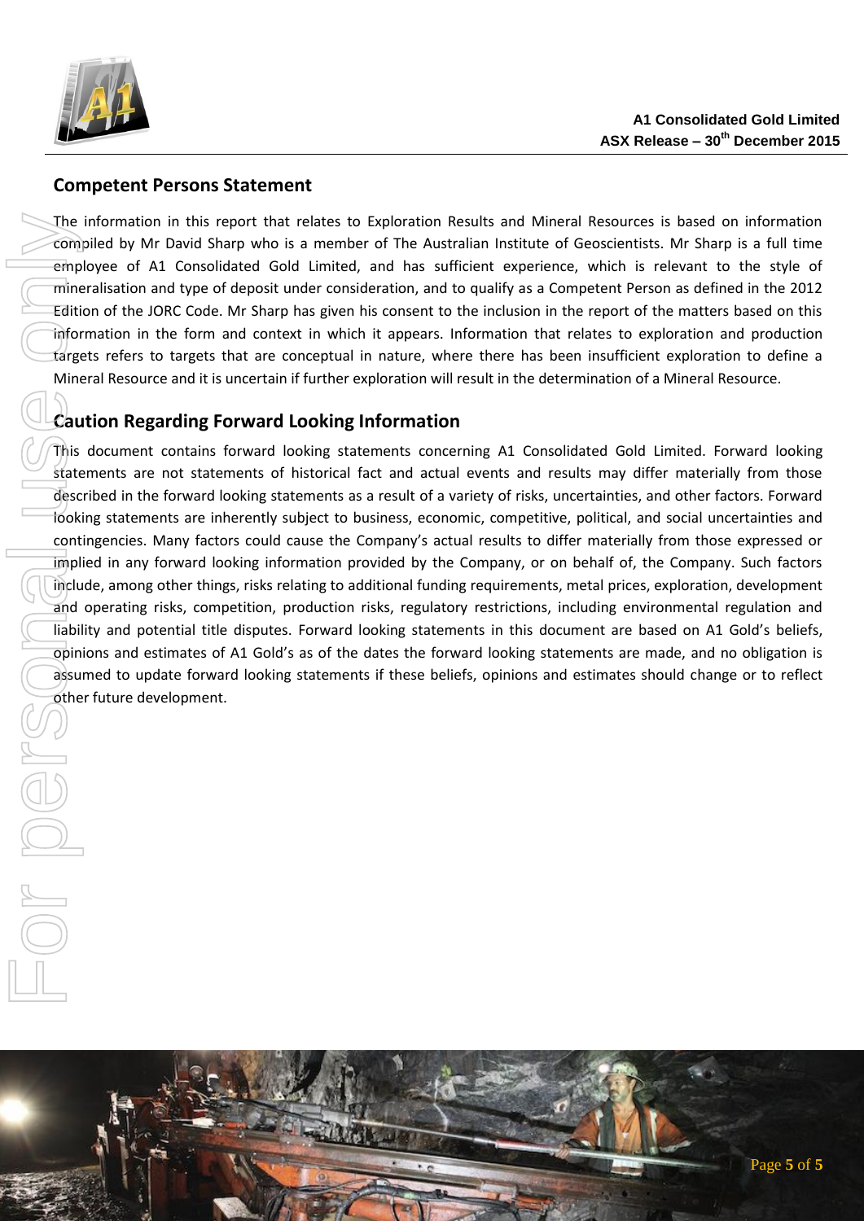## Competent Persons Statement

The information in this report that relates to Exploration Results and Mineral Resources is based on information compiled by Mr David Sharp who is a member of The Australian Institute of Geoscientists. Mr Sharp is a full time employee of A1 Consolidated Gold Limited, and has sufficient experience, which is relevant to the style of mineralisation and type of deposit under consideration, and to qualify as a Competent Person as defined in the 2012 Edition of the JORC Code. Mr Sharp has given his consent to the inclusion in the report of the matters based on this information in the form and context in which it appears. Information that relates to exploration and production targets refers to targets that are conceptual in nature, where there has been insufficient exploration to define a Mineral Resource and it is uncertain if further exploration will result in the determination of a Mineral Resource.

## Caution Regarding Forward Looking Information

This document contains forward looking statements concerning A1 Consolidated Gold Limited. Forward looking statements are not statements of historical fact and actual events and results may differ materially from those described in the forward looking statements as a result of a variety of risks, uncertainties, and other factors. Forward looking statements are inherently subject to business, economic, competitive, political, and social uncertainties and contingencies. Many factors could cause the Company's actual results to differ materially from those expressed or implied in any forward looking information provided by the Company, or on behalf of, the Company. Such factors include, among other things, risks relating to additional funding requirements, metal prices, exploration, development and operating risks, competition, production risks, regulatory restrictions, including environmental regulation and liability and potential title disputes. Forward looking statements in this document are based on A1 Gold's beliefs, opinions and estimates of A1 Gold's as of the dates the forward looking statements are made, and no obligation is assumed to update forward looking statements if these beliefs, opinions and estimates should change or to reflect other future development.